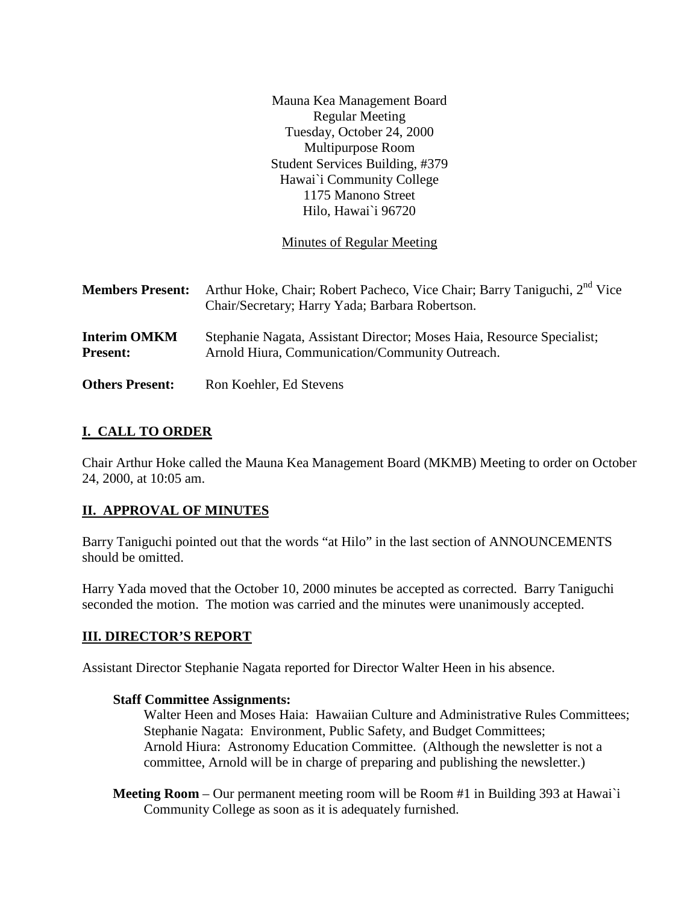Mauna Kea Management Board
Regular Meeting
Tuesday, October 24, 2000
Multipurpose Room
Student Services Building, #379
Hawai`i Community College
1175 Manono Street
Hilo, Hawai`i 96720

Minutes of Regular Meeting

**Members Present:** Arthur Hoke, Chair; Robert Pacheco, Vice Chair; Barry Taniguchi, 2nd Vice Chair/Secretary; Harry Yada; Barbara Robertson.

**Interim OMKM Present:** Stephanie Nagata, Assistant Director; Moses Haia, Resource Specialist; Arnold Hiura, Communication/Community Outreach.

**Others Present:** Ron Koehler, Ed Stevens

## I. CALL TO ORDER

Chair Arthur Hoke called the Mauna Kea Management Board (MKMB) Meeting to order on October 24, 2000, at 10:05 am.

## II. APPROVAL OF MINUTES

Barry Taniguchi pointed out that the words "at Hilo" in the last section of ANNOUNCEMENTS should be omitted.

Harry Yada moved that the October 10, 2000 minutes be accepted as corrected. Barry Taniguchi seconded the motion. The motion was carried and the minutes were unanimously accepted.

## III. DIRECTOR'S REPORT

Assistant Director Stephanie Nagata reported for Director Walter Heen in his absence.

**Staff Committee Assignments:**

Walter Heen and Moses Haia: Hawaiian Culture and Administrative Rules Committees;
Stephanie Nagata: Environment, Public Safety, and Budget Committees;
Arnold Hiura: Astronomy Education Committee. (Although the newsletter is not a committee, Arnold will be in charge of preparing and publishing the newsletter.)

**Meeting Room** – Our permanent meeting room will be Room #1 in Building 393 at Hawai`i Community College as soon as it is adequately furnished.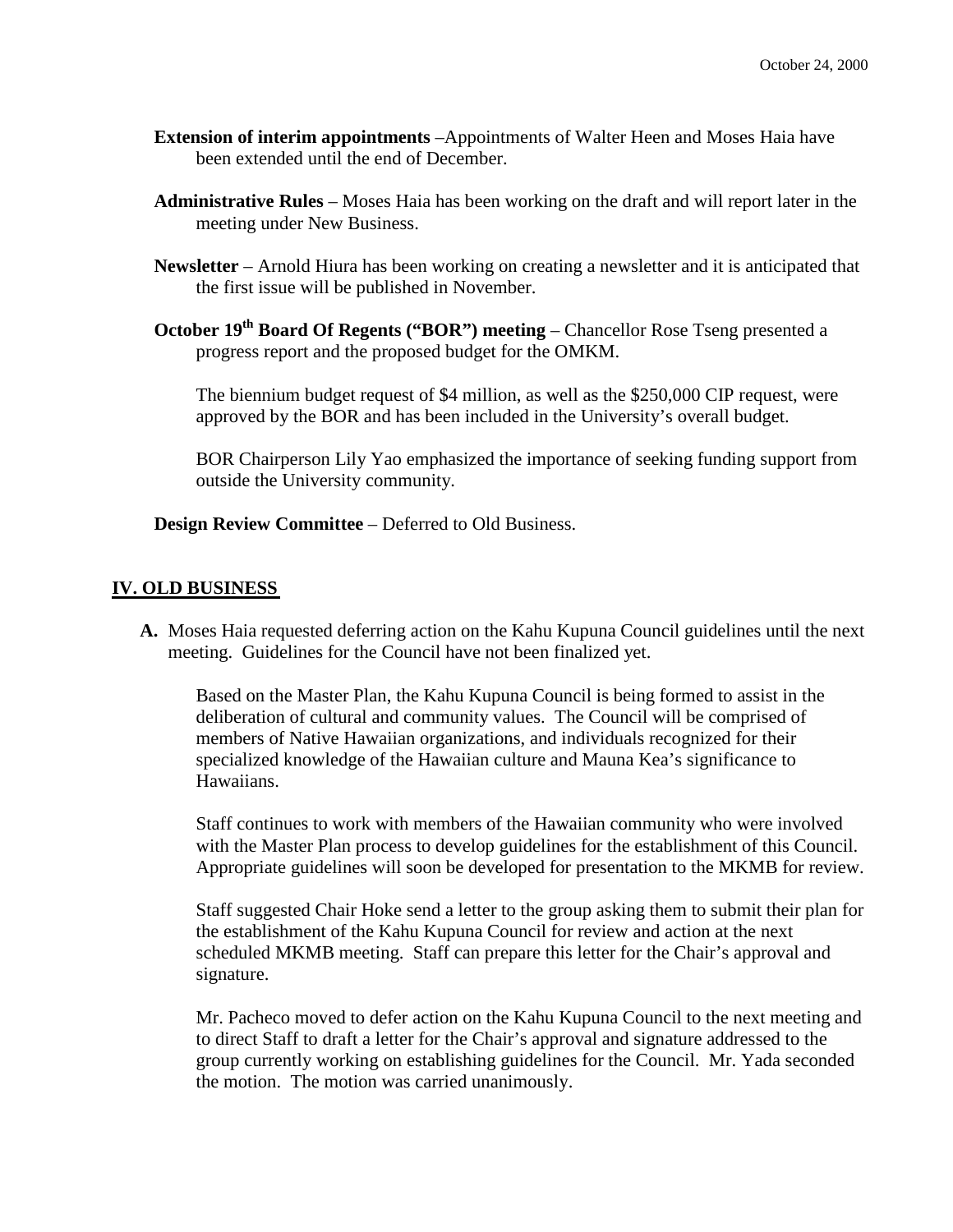**Extension of interim appointments** –Appointments of Walter Heen and Moses Haia have been extended until the end of December.

**Administrative Rules** – Moses Haia has been working on the draft and will report later in the meeting under New Business.

**Newsletter** – Arnold Hiura has been working on creating a newsletter and it is anticipated that the first issue will be published in November.

**October 19th Board Of Regents ("BOR") meeting** – Chancellor Rose Tseng presented a progress report and the proposed budget for the OMKM.

The biennium budget request of $4 million, as well as the $250,000 CIP request, were approved by the BOR and has been included in the University's overall budget.

BOR Chairperson Lily Yao emphasized the importance of seeking funding support from outside the University community.

**Design Review Committee** – Deferred to Old Business.

## IV. OLD BUSINESS

**A.** Moses Haia requested deferring action on the Kahu Kupuna Council guidelines until the next meeting. Guidelines for the Council have not been finalized yet.

Based on the Master Plan, the Kahu Kupuna Council is being formed to assist in the deliberation of cultural and community values. The Council will be comprised of members of Native Hawaiian organizations, and individuals recognized for their specialized knowledge of the Hawaiian culture and Mauna Kea's significance to Hawaiians.

Staff continues to work with members of the Hawaiian community who were involved with the Master Plan process to develop guidelines for the establishment of this Council. Appropriate guidelines will soon be developed for presentation to the MKMB for review.

Staff suggested Chair Hoke send a letter to the group asking them to submit their plan for the establishment of the Kahu Kupuna Council for review and action at the next scheduled MKMB meeting. Staff can prepare this letter for the Chair's approval and signature.

Mr. Pacheco moved to defer action on the Kahu Kupuna Council to the next meeting and to direct Staff to draft a letter for the Chair's approval and signature addressed to the group currently working on establishing guidelines for the Council. Mr. Yada seconded the motion. The motion was carried unanimously.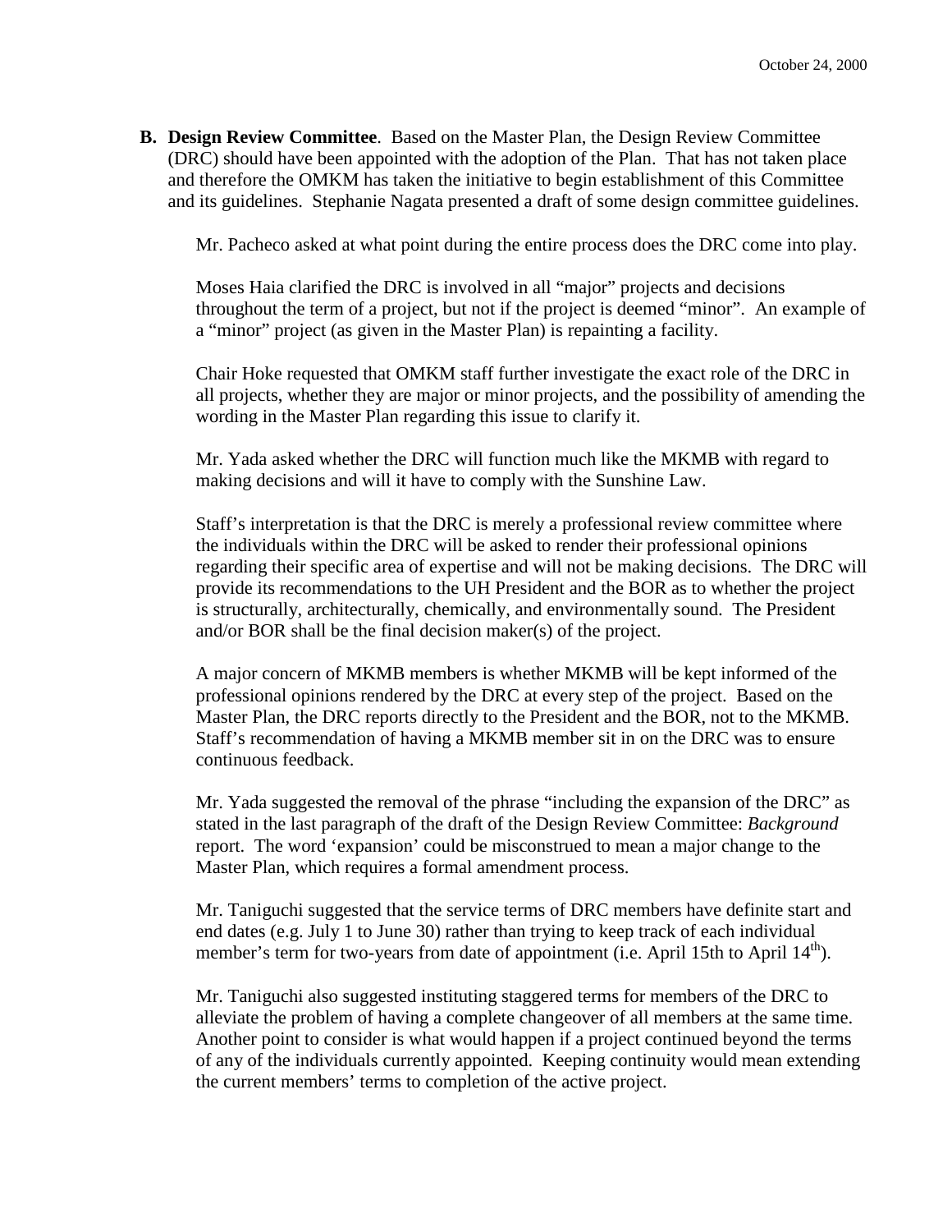**B. Design Review Committee**. Based on the Master Plan, the Design Review Committee (DRC) should have been appointed with the adoption of the Plan. That has not taken place and therefore the OMKM has taken the initiative to begin establishment of this Committee and its guidelines. Stephanie Nagata presented a draft of some design committee guidelines.

Mr. Pacheco asked at what point during the entire process does the DRC come into play.

Moses Haia clarified the DRC is involved in all "major" projects and decisions throughout the term of a project, but not if the project is deemed "minor". An example of a "minor" project (as given in the Master Plan) is repainting a facility.

Chair Hoke requested that OMKM staff further investigate the exact role of the DRC in all projects, whether they are major or minor projects, and the possibility of amending the wording in the Master Plan regarding this issue to clarify it.

Mr. Yada asked whether the DRC will function much like the MKMB with regard to making decisions and will it have to comply with the Sunshine Law.

Staff's interpretation is that the DRC is merely a professional review committee where the individuals within the DRC will be asked to render their professional opinions regarding their specific area of expertise and will not be making decisions. The DRC will provide its recommendations to the UH President and the BOR as to whether the project is structurally, architecturally, chemically, and environmentally sound. The President and/or BOR shall be the final decision maker(s) of the project.

A major concern of MKMB members is whether MKMB will be kept informed of the professional opinions rendered by the DRC at every step of the project. Based on the Master Plan, the DRC reports directly to the President and the BOR, not to the MKMB. Staff's recommendation of having a MKMB member sit in on the DRC was to ensure continuous feedback.

Mr. Yada suggested the removal of the phrase "including the expansion of the DRC" as stated in the last paragraph of the draft of the Design Review Committee: *Background* report. The word 'expansion' could be misconstrued to mean a major change to the Master Plan, which requires a formal amendment process.

Mr. Taniguchi suggested that the service terms of DRC members have definite start and end dates (e.g. July 1 to June 30) rather than trying to keep track of each individual member's term for two-years from date of appointment (i.e. April 15th to April 14th).

Mr. Taniguchi also suggested instituting staggered terms for members of the DRC to alleviate the problem of having a complete changeover of all members at the same time. Another point to consider is what would happen if a project continued beyond the terms of any of the individuals currently appointed. Keeping continuity would mean extending the current members' terms to completion of the active project.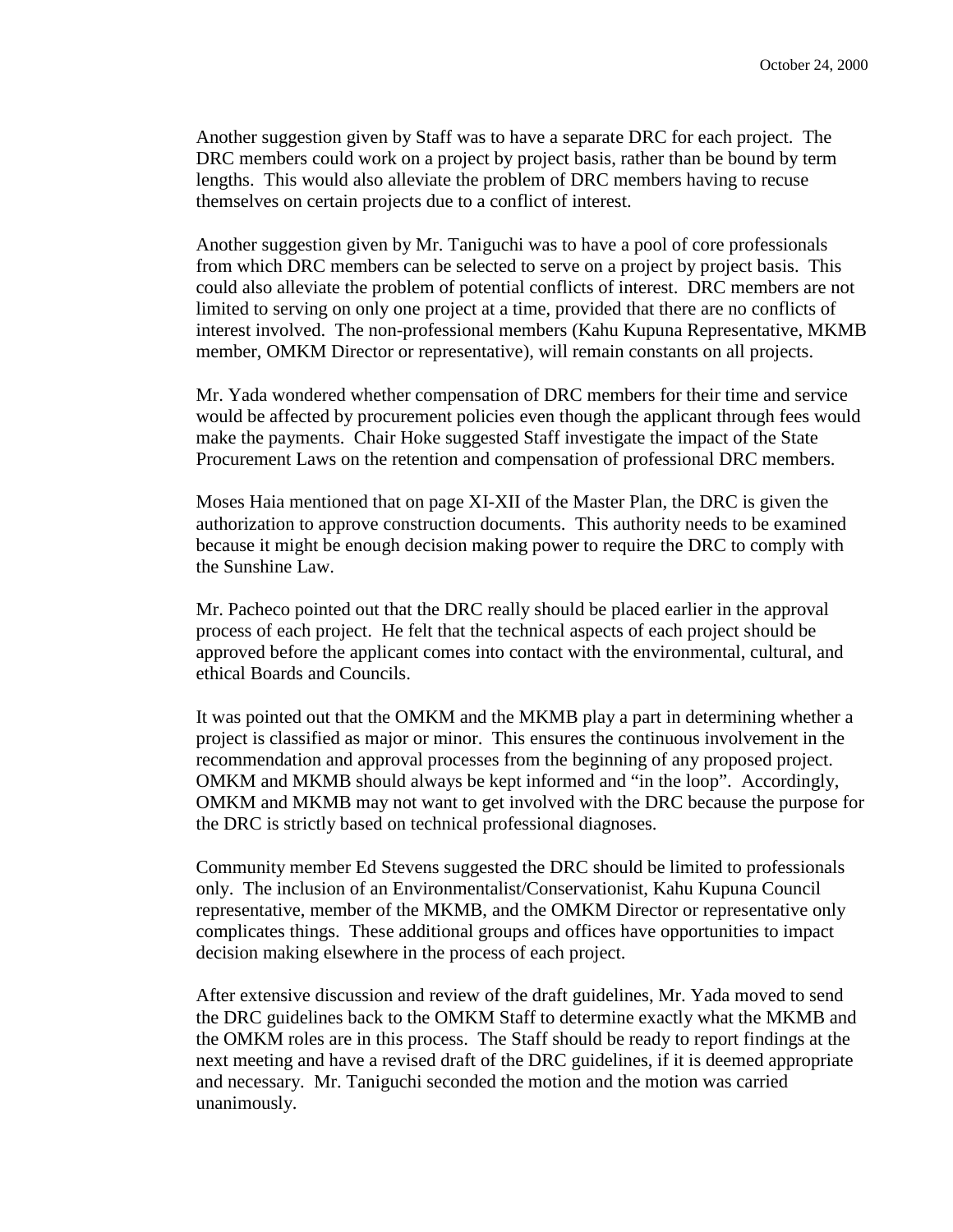Another suggestion given by Staff was to have a separate DRC for each project. The DRC members could work on a project by project basis, rather than be bound by term lengths. This would also alleviate the problem of DRC members having to recuse themselves on certain projects due to a conflict of interest.

Another suggestion given by Mr. Taniguchi was to have a pool of core professionals from which DRC members can be selected to serve on a project by project basis. This could also alleviate the problem of potential conflicts of interest. DRC members are not limited to serving on only one project at a time, provided that there are no conflicts of interest involved. The non-professional members (Kahu Kupuna Representative, MKMB member, OMKM Director or representative), will remain constants on all projects.

Mr. Yada wondered whether compensation of DRC members for their time and service would be affected by procurement policies even though the applicant through fees would make the payments. Chair Hoke suggested Staff investigate the impact of the State Procurement Laws on the retention and compensation of professional DRC members.

Moses Haia mentioned that on page XI-XII of the Master Plan, the DRC is given the authorization to approve construction documents. This authority needs to be examined because it might be enough decision making power to require the DRC to comply with the Sunshine Law.

Mr. Pacheco pointed out that the DRC really should be placed earlier in the approval process of each project. He felt that the technical aspects of each project should be approved before the applicant comes into contact with the environmental, cultural, and ethical Boards and Councils.

It was pointed out that the OMKM and the MKMB play a part in determining whether a project is classified as major or minor. This ensures the continuous involvement in the recommendation and approval processes from the beginning of any proposed project. OMKM and MKMB should always be kept informed and "in the loop". Accordingly, OMKM and MKMB may not want to get involved with the DRC because the purpose for the DRC is strictly based on technical professional diagnoses.

Community member Ed Stevens suggested the DRC should be limited to professionals only. The inclusion of an Environmentalist/Conservationist, Kahu Kupuna Council representative, member of the MKMB, and the OMKM Director or representative only complicates things. These additional groups and offices have opportunities to impact decision making elsewhere in the process of each project.

After extensive discussion and review of the draft guidelines, Mr. Yada moved to send the DRC guidelines back to the OMKM Staff to determine exactly what the MKMB and the OMKM roles are in this process. The Staff should be ready to report findings at the next meeting and have a revised draft of the DRC guidelines, if it is deemed appropriate and necessary. Mr. Taniguchi seconded the motion and the motion was carried unanimously.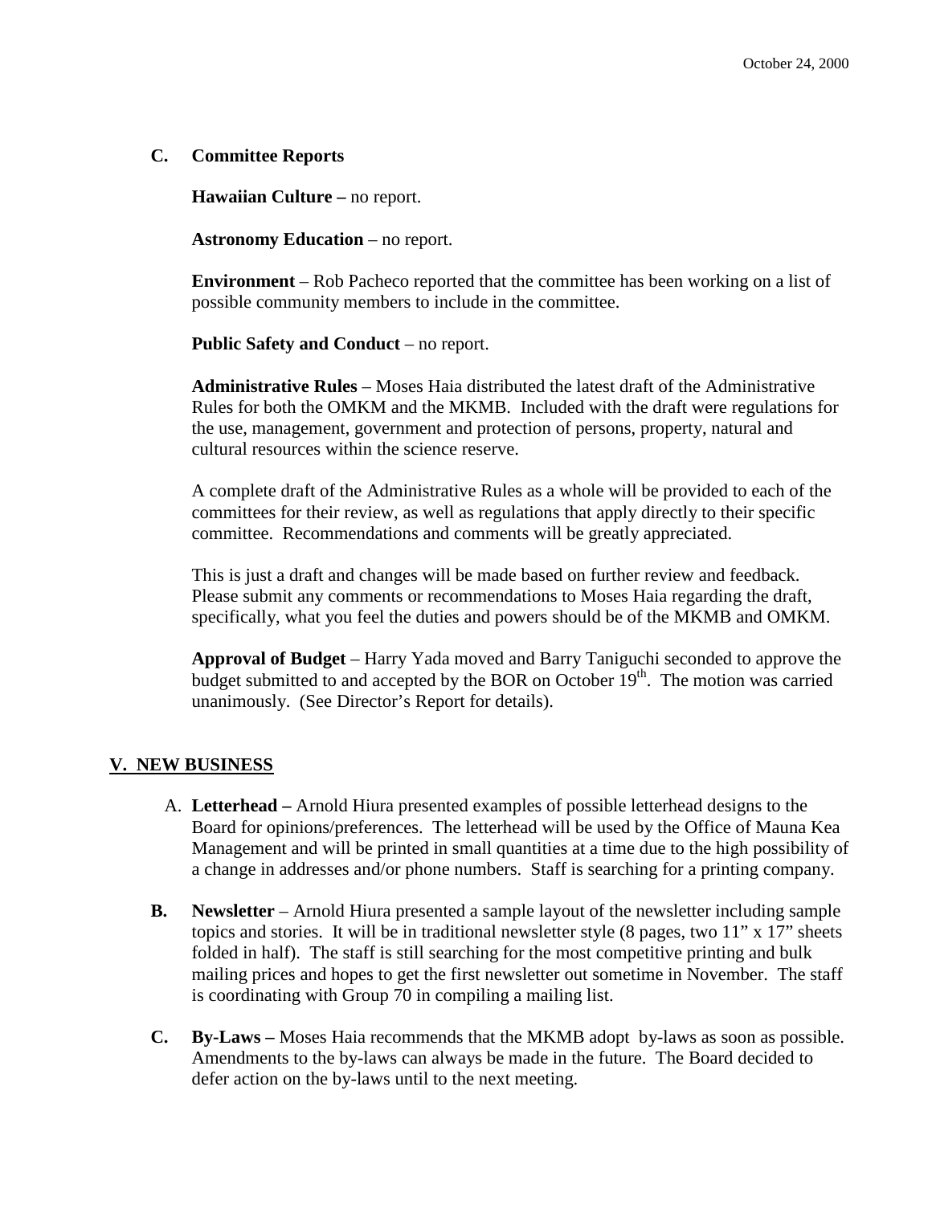### C. Committee Reports

**Hawaiian Culture –** no report.

**Astronomy Education** – no report.

**Environment** – Rob Pacheco reported that the committee has been working on a list of possible community members to include in the committee.

**Public Safety and Conduct** – no report.

**Administrative Rules** – Moses Haia distributed the latest draft of the Administrative Rules for both the OMKM and the MKMB. Included with the draft were regulations for the use, management, government and protection of persons, property, natural and cultural resources within the science reserve.

A complete draft of the Administrative Rules as a whole will be provided to each of the committees for their review, as well as regulations that apply directly to their specific committee. Recommendations and comments will be greatly appreciated.

This is just a draft and changes will be made based on further review and feedback. Please submit any comments or recommendations to Moses Haia regarding the draft, specifically, what you feel the duties and powers should be of the MKMB and OMKM.

**Approval of Budget** – Harry Yada moved and Barry Taniguchi seconded to approve the budget submitted to and accepted by the BOR on October 19th. The motion was carried unanimously. (See Director's Report for details).

## V. NEW BUSINESS

A. **Letterhead –** Arnold Hiura presented examples of possible letterhead designs to the Board for opinions/preferences. The letterhead will be used by the Office of Mauna Kea Management and will be printed in small quantities at a time due to the high possibility of a change in addresses and/or phone numbers. Staff is searching for a printing company.

**B. Newsletter** – Arnold Hiura presented a sample layout of the newsletter including sample topics and stories. It will be in traditional newsletter style (8 pages, two 11" x 17" sheets folded in half). The staff is still searching for the most competitive printing and bulk mailing prices and hopes to get the first newsletter out sometime in November. The staff is coordinating with Group 70 in compiling a mailing list.

**C. By-Laws –** Moses Haia recommends that the MKMB adopt by-laws as soon as possible. Amendments to the by-laws can always be made in the future. The Board decided to defer action on the by-laws until to the next meeting.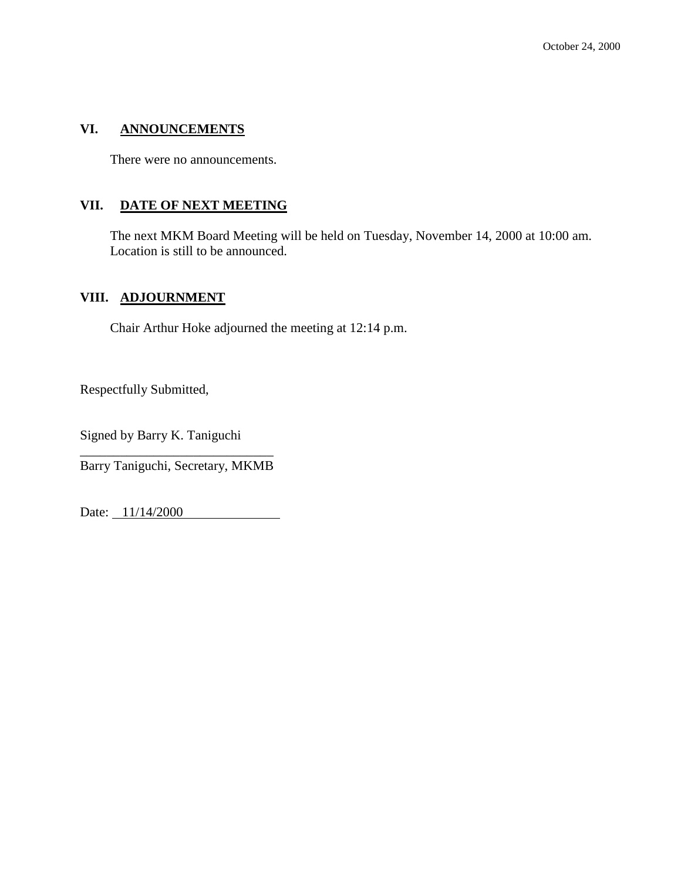## VI. ANNOUNCEMENTS

There were no announcements.

## VII. DATE OF NEXT MEETING

The next MKM Board Meeting will be held on Tuesday, November 14, 2000 at 10:00 am. Location is still to be announced.

## VIII. ADJOURNMENT

Chair Arthur Hoke adjourned the meeting at 12:14 p.m.

Respectfully Submitted,

Signed by Barry K. Taniguchi
_____________________________
Barry Taniguchi, Secretary, MKMB

Date: 11/14/2000